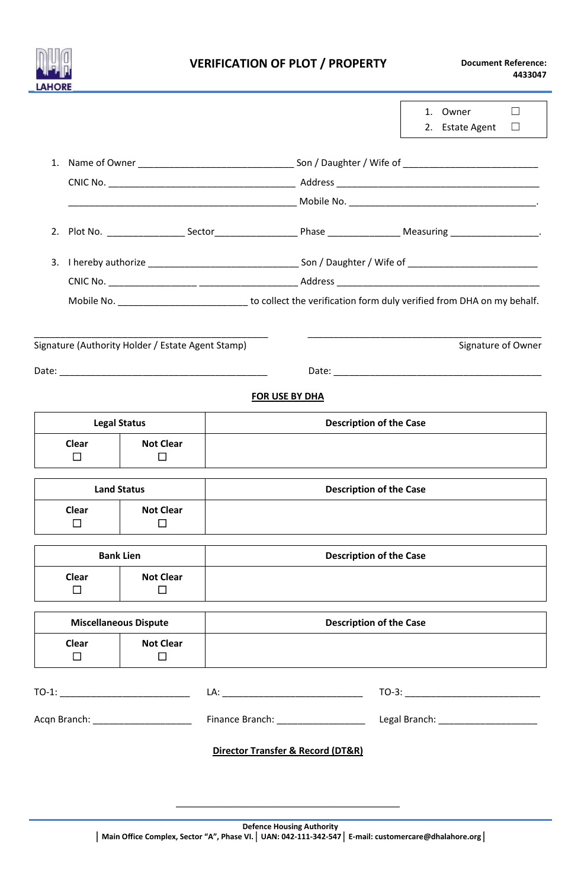**LAHORE**

# VERIFICATION OF PLOT / PROPERTY

**Document Reference: 4433047**

1. Owner ☐
2. Estate Agent ☐

1. Name of Owner ______________________________ Son / Daughter / Wife of __________________________
   CNIC No. ____________________________________ Address ________________________________________
   ____________________________________________ Mobile No. ____________________________________.

2. Plot No. _______________ Sector________________ Phase ______________ Measuring _________________.

3. I hereby authorize ____________________________ Son / Daughter / Wife of _________________________
   CNIC No. ________________ ___________________ Address ________________________________________
   Mobile No. _________________________ to collect the verification form duly verified from DHA on my behalf.

_____________________________________________ Signature (Authority Holder / Estate Agent Stamp)

_____________________________________________ Signature of Owner

Date: _________________________________________

Date: _________________________________________

**FOR USE BY DHA**

| **Legal Status** | | **Description of the Case** |
|---|---|---|
| **Clear** ☐ | **Not Clear** ☐ | |

| **Land Status** | | **Description of the Case** |
|---|---|---|
| **Clear** ☐ | **Not Clear** ☐ | |

| **Bank Lien** | | **Description of the Case** |
|---|---|---|
| **Clear** ☐ | **Not Clear** ☐ | |

| **Miscellaneous Dispute** | | **Description of the Case** |
|---|---|---|
| **Clear** ☐ | **Not Clear** ☐ | |

TO-1: _________________________ LA: ____________________________ TO-3: __________________________

Acqn Branch: ___________________ Finance Branch: _________________ Legal Branch: ___________________

**Director Transfer & Record (DT&R)**

_____________________________________________

**Defence Housing Authority**
**Main Office Complex, Sector "A", Phase VI. | UAN: 042-111-342-547 | E-mail: customercare@dhalahore.org**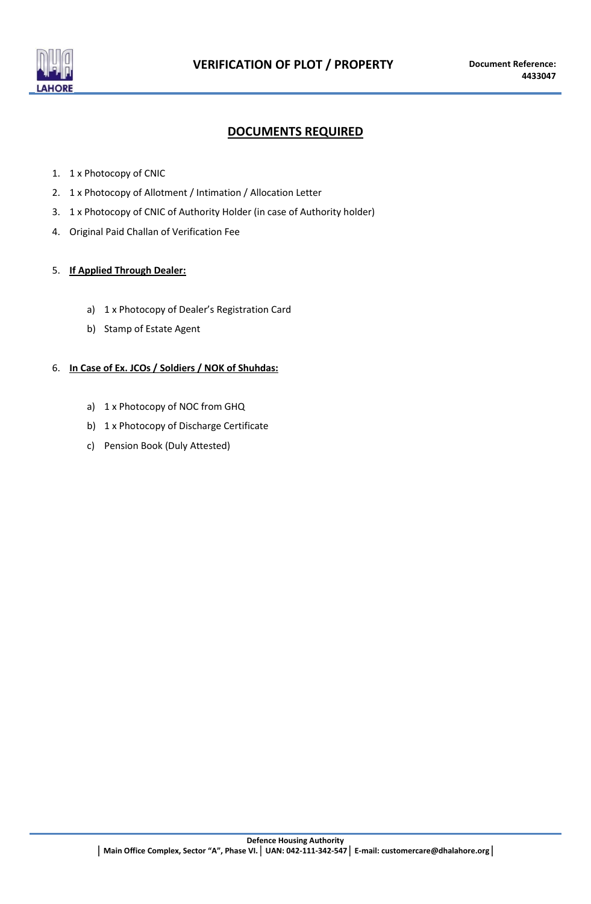## DOCUMENTS REQUIRED

1. 1 x Photocopy of CNIC
2. 1 x Photocopy of Allotment / Intimation / Allocation Letter
3. 1 x Photocopy of CNIC of Authority Holder (in case of Authority holder)
4. Original Paid Challan of Verification Fee
5. **If Applied Through Dealer:**
    a) 1 x Photocopy of Dealer's Registration Card
    b) Stamp of Estate Agent
6. **In Case of Ex. JCOs / Soldiers / NOK of Shuhdas:**
    a) 1 x Photocopy of NOC from GHQ
    b) 1 x Photocopy of Discharge Certificate
    c) Pension Book (Duly Attested)